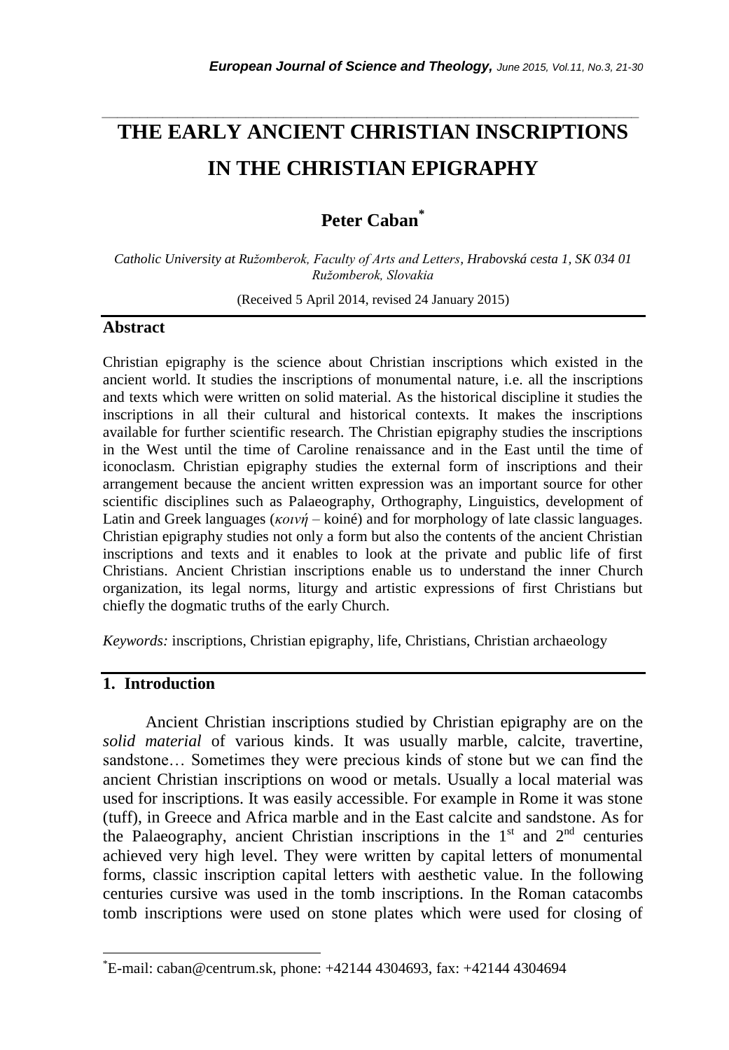# THE EARLY ANCIENT CHRISTIAN INSCRIPTIONS IN THE CHRISTIAN EPIGRAPHY

**Peter Caban**[*]

*Catholic University at Ružomberok, Faculty of Arts and Letters, Hrabovská cesta 1, SK 034 01 Ružomberok, Slovakia*

(Received 5 April 2014, revised 24 January 2015)

## Abstract

Christian epigraphy is the science about Christian inscriptions which existed in the ancient world. It studies the inscriptions of monumental nature, i.e. all the inscriptions and texts which were written on solid material. As the historical discipline it studies the inscriptions in all their cultural and historical contexts. It makes the inscriptions available for further scientific research. The Christian epigraphy studies the inscriptions in the West until the time of Caroline renaissance and in the East until the time of iconoclasm. Christian epigraphy studies the external form of inscriptions and their arrangement because the ancient written expression was an important source for other scientific disciplines such as Palaeography, Orthography, Linguistics, development of Latin and Greek languages (*κοινή* – koiné) and for morphology of late classic languages. Christian epigraphy studies not only a form but also the contents of the ancient Christian inscriptions and texts and it enables to look at the private and public life of first Christians. Ancient Christian inscriptions enable us to understand the inner Church organization, its legal norms, liturgy and artistic expressions of first Christians but chiefly the dogmatic truths of the early Church.

*Keywords:* inscriptions, Christian epigraphy, life, Christians, Christian archaeology

## 1. Introduction

Ancient Christian inscriptions studied by Christian epigraphy are on the *solid material* of various kinds. It was usually marble, calcite, travertine, sandstone… Sometimes they were precious kinds of stone but we can find the ancient Christian inscriptions on wood or metals. Usually a local material was used for inscriptions. It was easily accessible. For example in Rome it was stone (tuff), in Greece and Africa marble and in the East calcite and sandstone. As for the Palaeography, ancient Christian inscriptions in the 1st and 2nd centuries achieved very high level. They were written by capital letters of monumental forms, classic inscription capital letters with aesthetic value. In the following centuries cursive was used in the tomb inscriptions. In the Roman catacombs tomb inscriptions were used on stone plates which were used for closing of

[*] E-mail: caban@centrum.sk, phone: +42144 4304693, fax: +42144 4304694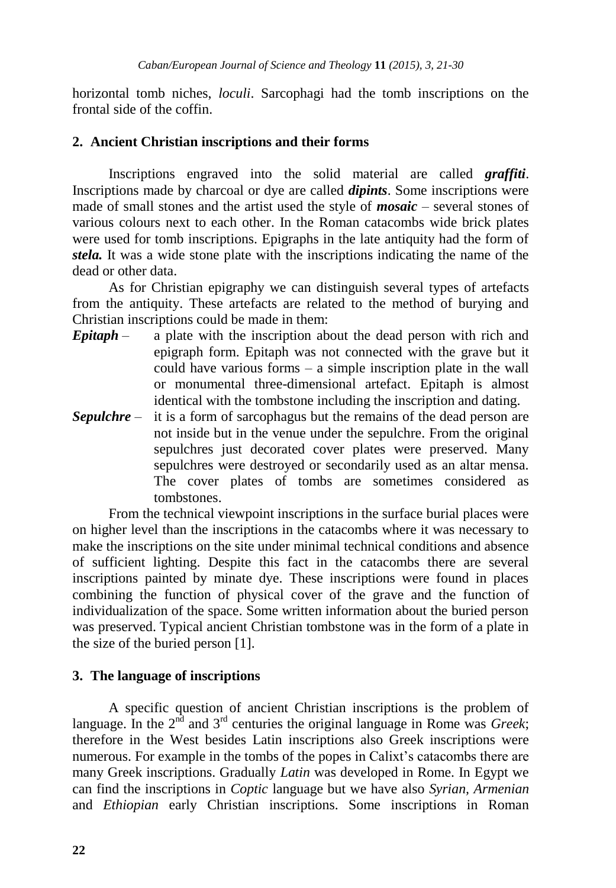horizontal tomb niches, *loculi*. Sarcophagi had the tomb inscriptions on the frontal side of the coffin.

## 2. Ancient Christian inscriptions and their forms

Inscriptions engraved into the solid material are called ***graffiti***. Inscriptions made by charcoal or dye are called ***dipints***. Some inscriptions were made of small stones and the artist used the style of ***mosaic*** – several stones of various colours next to each other. In the Roman catacombs wide brick plates were used for tomb inscriptions. Epigraphs in the late antiquity had the form of ***stela.*** It was a wide stone plate with the inscriptions indicating the name of the dead or other data.

As for Christian epigraphy we can distinguish several types of artefacts from the antiquity. These artefacts are related to the method of burying and Christian inscriptions could be made in them:

***Epitaph*** – a plate with the inscription about the dead person with rich and epigraph form. Epitaph was not connected with the grave but it could have various forms – a simple inscription plate in the wall or monumental three-dimensional artefact. Epitaph is almost identical with the tombstone including the inscription and dating.

***Sepulchre*** – it is a form of sarcophagus but the remains of the dead person are not inside but in the venue under the sepulchre. From the original sepulchres just decorated cover plates were preserved. Many sepulchres were destroyed or secondarily used as an altar mensa. The cover plates of tombs are sometimes considered as tombstones.

From the technical viewpoint inscriptions in the surface burial places were on higher level than the inscriptions in the catacombs where it was necessary to make the inscriptions on the site under minimal technical conditions and absence of sufficient lighting. Despite this fact in the catacombs there are several inscriptions painted by minate dye. These inscriptions were found in places combining the function of physical cover of the grave and the function of individualization of the space. Some written information about the buried person was preserved. Typical ancient Christian tombstone was in the form of a plate in the size of the buried person [1].

## 3. The language of inscriptions

A specific question of ancient Christian inscriptions is the problem of language. In the 2nd and 3rd centuries the original language in Rome was *Greek*; therefore in the West besides Latin inscriptions also Greek inscriptions were numerous. For example in the tombs of the popes in Calixt's catacombs there are many Greek inscriptions. Gradually *Latin* was developed in Rome. In Egypt we can find the inscriptions in *Coptic* language but we have also *Syrian*, *Armenian* and *Ethiopian* early Christian inscriptions. Some inscriptions in Roman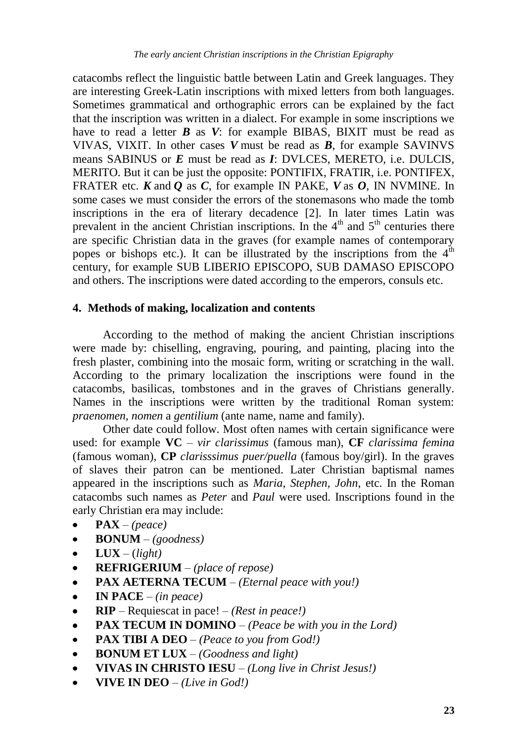catacombs reflect the linguistic battle between Latin and Greek languages. They are interesting Greek-Latin inscriptions with mixed letters from both languages. Sometimes grammatical and orthographic errors can be explained by the fact that the inscription was written in a dialect. For example in some inscriptions we have to read a letter ***B*** as ***V***: for example BIBAS, BIXIT must be read as VIVAS, VIXIT. In other cases ***V*** must be read as ***B***, for example SAVINVS means SABINUS or ***E*** must be read as ***I***: DVLCES, MERETO, i.e. DULCIS, MERITO. But it can be just the opposite: PONTIFIX, FRATIR, i.e. PONTIFEX, FRATER etc. ***K*** and ***Q*** as ***C***, for example IN PAKE, ***V*** as ***O***, IN NVMINE. In some cases we must consider the errors of the stonemasons who made the tomb inscriptions in the era of literary decadence [2]. In later times Latin was prevalent in the ancient Christian inscriptions. In the 4th and 5th centuries there are specific Christian data in the graves (for example names of contemporary popes or bishops etc.). It can be illustrated by the inscriptions from the 4th century, for example SUB LIBERIO EPISCOPO, SUB DAMASO EPISCOPO and others. The inscriptions were dated according to the emperors, consuls etc.

## 4. Methods of making, localization and contents

According to the method of making the ancient Christian inscriptions were made by: chiselling, engraving, pouring, and painting, placing into the fresh plaster, combining into the mosaic form, writing or scratching in the wall. According to the primary localization the inscriptions were found in the catacombs, basilicas, tombstones and in the graves of Christians generally. Names in the inscriptions were written by the traditional Roman system: *praenomen, nomen* a *gentilium* (ante name, name and family).

Other date could follow. Most often names with certain significance were used: for example **VC** – *vir clarissimus* (famous man), **CF** *clarissima femina* (famous woman), **CP** *clarisssimus puer/puella* (famous boy/girl). In the graves of slaves their patron can be mentioned. Later Christian baptismal names appeared in the inscriptions such as *Maria*, *Stephen*, *John*, etc. In the Roman catacombs such names as *Peter* and *Paul* were used. Inscriptions found in the early Christian era may include:

- **PAX** – *(peace)*
- **BONUM** – *(goodness)*
- **LUX** – (*light)*
- **REFRIGERIUM** – *(place of repose)*
- **PAX AETERNA TECUM** – *(Eternal peace with you!)*
- **IN PACE** – *(in peace)*
- **RIP** – Requiescat in pace! – *(Rest in peace!)*
- **PAX TECUM IN DOMINO** – *(Peace be with you in the Lord)*
- **PAX TIBI A DEO** – *(Peace to you from God!)*
- **BONUM ET LUX** – *(Goodness and light)*
- **VIVAS IN CHRISTO IESU** – *(Long live in Christ Jesus!)*
- **VIVE IN DEO** – *(Live in God!)*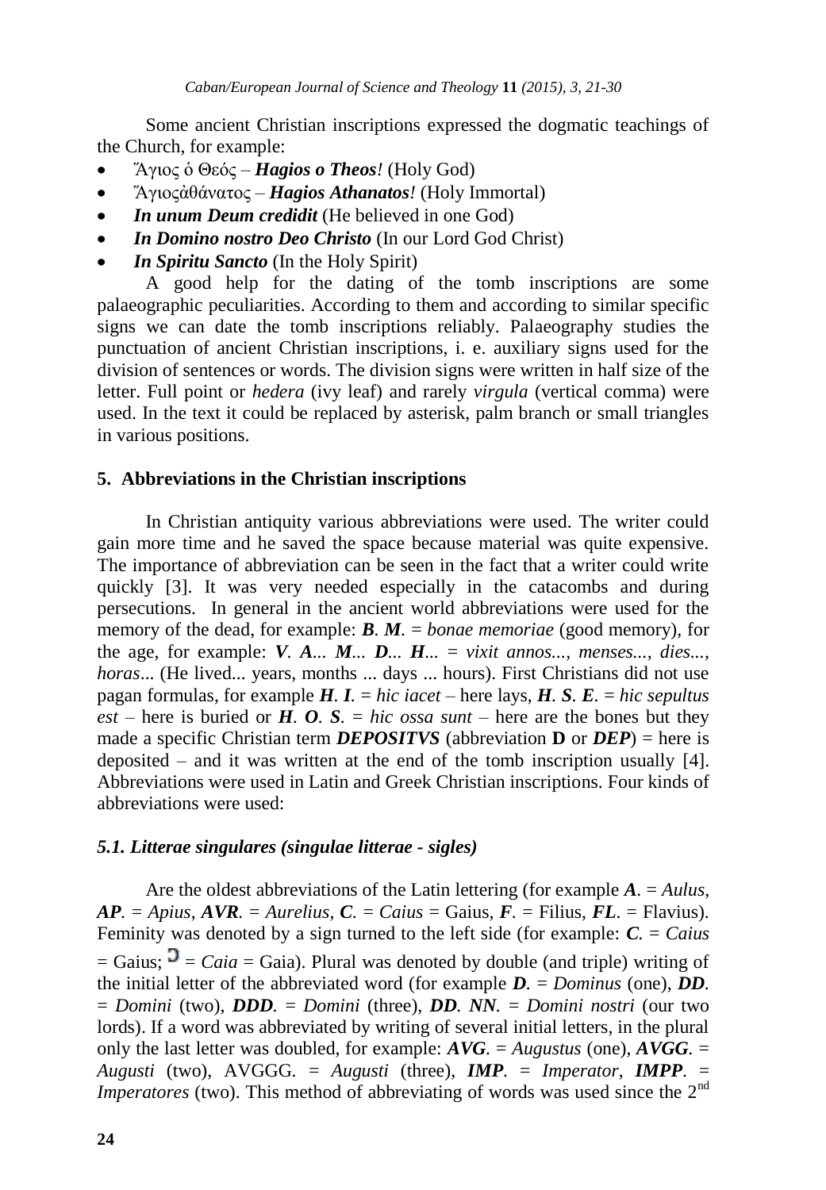Some ancient Christian inscriptions expressed the dogmatic teachings of the Church, for example:

- Ἅγιος ὁ Θεός – ***Hagios o Theos!*** (Holy God)
- Ἅγιοςἀθάνατος – ***Hagios Athanatos!*** (Holy Immortal)
- ***In unum Deum credidit*** (He believed in one God)
- ***In Domino nostro Deo Christo*** (In our Lord God Christ)
- ***In Spiritu Sancto*** (In the Holy Spirit)

A good help for the dating of the tomb inscriptions are some palaeographic peculiarities. According to them and according to similar specific signs we can date the tomb inscriptions reliably. Palaeography studies the punctuation of ancient Christian inscriptions, i. e. auxiliary signs used for the division of sentences or words. The division signs were written in half size of the letter. Full point or *hedera* (ivy leaf) and rarely *virgula* (vertical comma) were used. In the text it could be replaced by asterisk, palm branch or small triangles in various positions.

## 5. Abbreviations in the Christian inscriptions

In Christian antiquity various abbreviations were used. The writer could gain more time and he saved the space because material was quite expensive. The importance of abbreviation can be seen in the fact that a writer could write quickly [3]. It was very needed especially in the catacombs and during persecutions. In general in the ancient world abbreviations were used for the memory of the dead, for example: ***B. M.*** = *bonae memoriae* (good memory), for the age, for example: ***V. A**... **M**... **D**... **H**...* = *vixit annos..., menses..., dies..., horas...* (He lived... years, months ... days ... hours). First Christians did not use pagan formulas, for example ***H. I.*** = *hic iacet* – here lays, ***H. S. E.*** = *hic sepultus est* – here is buried or ***H. O. S.*** = *hic ossa sunt* – here are the bones but they made a specific Christian term ***DEPOSITVS*** (abbreviation **D** or ***DEP***) = here is deposited – and it was written at the end of the tomb inscription usually [4]. Abbreviations were used in Latin and Greek Christian inscriptions. Four kinds of abbreviations were used:

### *5.1. Litterae singulares (singulae litterae - sigles)*

Are the oldest abbreviations of the Latin lettering (for example ***A.*** = *Aulus*, ***AP.*** = *Apius*, ***AVR.*** = *Aurelius*, ***C.*** = *Caius* = Gaius, ***F.*** = Filius, ***FL.*** = Flavius). Feminity was denoted by a sign turned to the left side (for example: ***C.*** = *Caius* = Gaius; Ↄ = *Caia* = Gaia). Plural was denoted by double (and triple) writing of the initial letter of the abbreviated word (for example ***D.*** = *Dominus* (one), ***DD.*** = *Domini* (two), ***DDD.*** = *Domini* (three), ***DD. NN.*** = *Domini nostri* (our two lords). If a word was abbreviated by writing of several initial letters, in the plural only the last letter was doubled, for example: ***AVG.*** = *Augustus* (one), ***AVGG.*** = *Augusti* (two), AVGGG. = *Augusti* (three), ***IMP.*** = *Imperator*, ***IMPP.*** = *Imperatores* (two). This method of abbreviating of words was used since the 2nd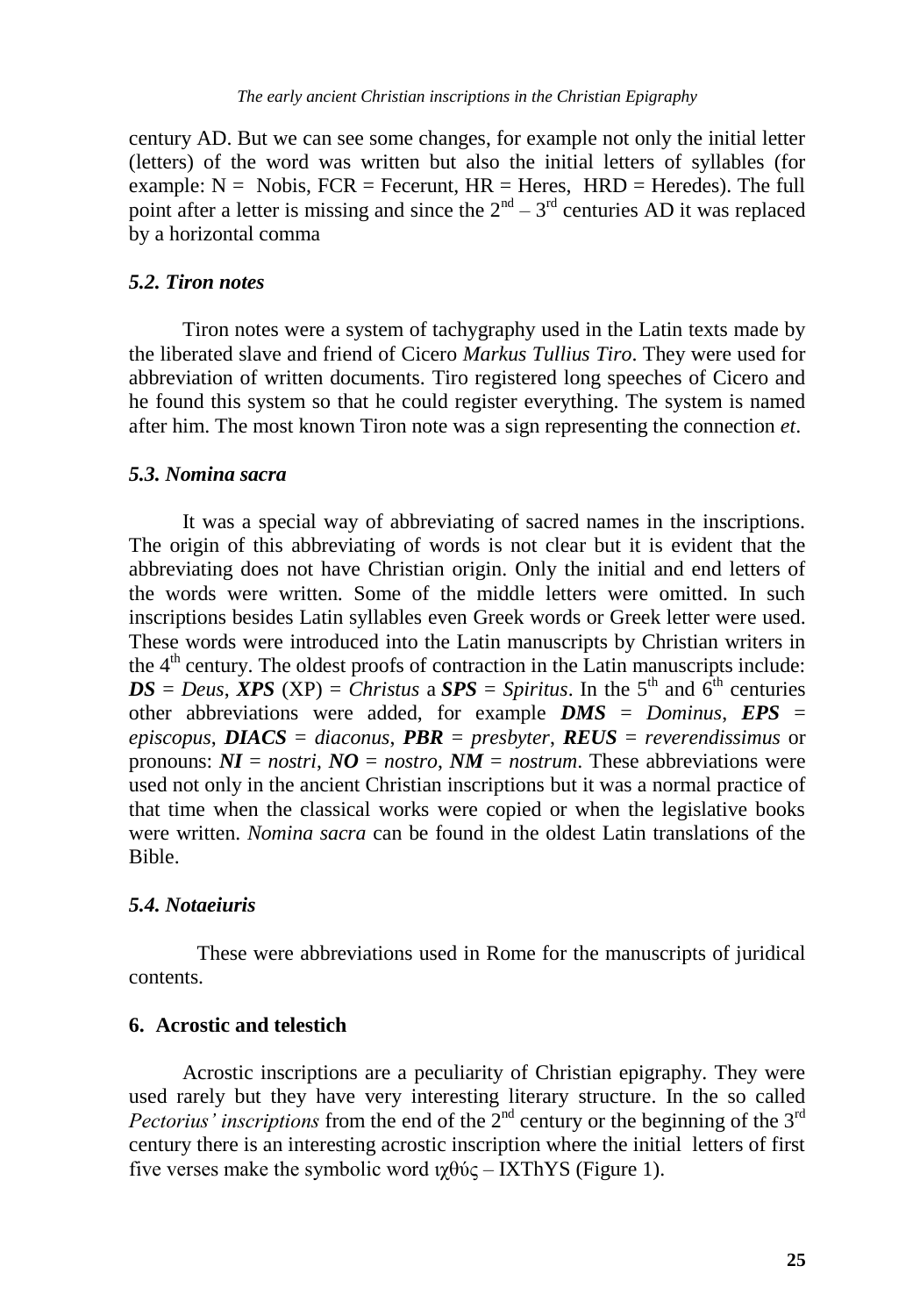century AD. But we can see some changes, for example not only the initial letter (letters) of the word was written but also the initial letters of syllables (for example: N = Nobis, FCR = Fecerunt, HR = Heres, HRD = Heredes). The full point after a letter is missing and since the 2nd – 3rd centuries AD it was replaced by a horizontal comma

### *5.2. Tiron notes*

Tiron notes were a system of tachygraphy used in the Latin texts made by the liberated slave and friend of Cicero *Markus Tullius Tiro*. They were used for abbreviation of written documents. Tiro registered long speeches of Cicero and he found this system so that he could register everything. The system is named after him. The most known Tiron note was a sign representing the connection *et*.

### *5.3. Nomina sacra*

It was a special way of abbreviating of sacred names in the inscriptions. The origin of this abbreviating of words is not clear but it is evident that the abbreviating does not have Christian origin. Only the initial and end letters of the words were written. Some of the middle letters were omitted. In such inscriptions besides Latin syllables even Greek words or Greek letter were used. These words were introduced into the Latin manuscripts by Christian writers in the 4th century. The oldest proofs of contraction in the Latin manuscripts include: ***DS*** = *Deus*, ***XPS*** (XP) = *Christus* a ***SPS*** = *Spiritus*. In the 5th and 6th centuries other abbreviations were added, for example ***DMS*** = *Dominus*, ***EPS*** = *episcopus*, ***DIACS*** = *diaconus*, ***PBR*** = *presbyter*, ***REUS*** = *reverendissimus* or pronouns: ***NI*** = *nostri*, ***NO*** = *nostro*, ***NM*** = *nostrum*. These abbreviations were used not only in the ancient Christian inscriptions but it was a normal practice of that time when the classical works were copied or when the legislative books were written. *Nomina sacra* can be found in the oldest Latin translations of the Bible.

### *5.4. Notaeiuris*

These were abbreviations used in Rome for the manuscripts of juridical contents.

## 6. Acrostic and telestich

Acrostic inscriptions are a peculiarity of Christian epigraphy. They were used rarely but they have very interesting literary structure. In the so called *Pectorius' inscriptions* from the end of the 2nd century or the beginning of the 3rd century there is an interesting acrostic inscription where the initial letters of first five verses make the symbolic word ιχθύς – IXThYS (Figure 1).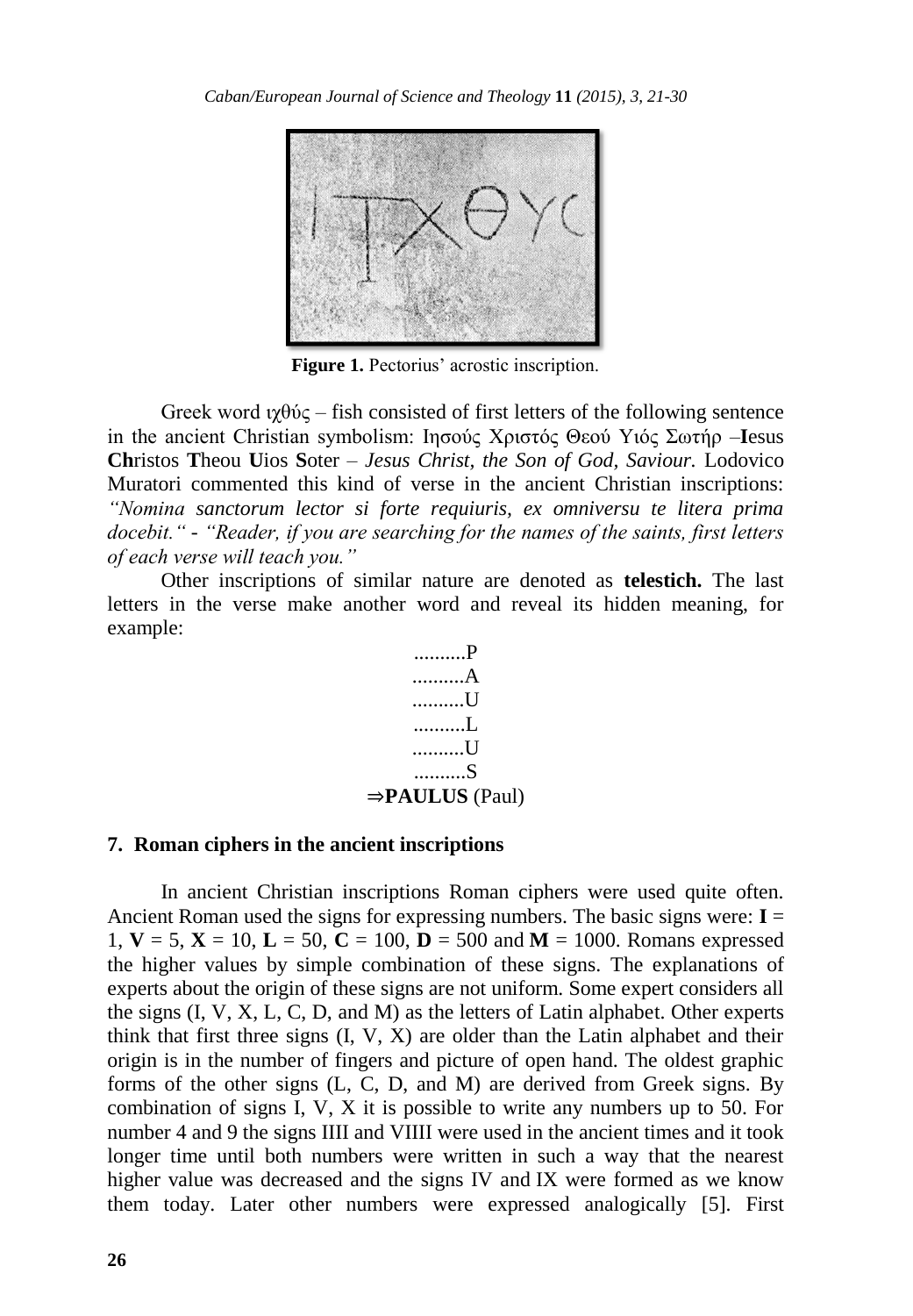**Figure 1.** Pectorius' acrostic inscription.

Greek word ιχθύς – fish consisted of first letters of the following sentence in the ancient Christian symbolism: Ιησούς Χριστός Θεού Υιός Σωτήρ –**I**esus **Ch**ristos **T**heou **U**ios **S**oter – *Jesus Christ, the Son of God, Saviour.* Lodovico Muratori commented this kind of verse in the ancient Christian inscriptions: *"Nomina sanctorum lector si forte requiuris, ex omniversu te litera prima docebit."* - *"Reader, if you are searching for the names of the saints, first letters of each verse will teach you."*

Other inscriptions of similar nature are denoted as **telestich.** The last letters in the verse make another word and reveal its hidden meaning, for example:

..........P
..........A
..........U
..........L
..........U
..........S
⇒**PAULUS** (Paul)

## 7. Roman ciphers in the ancient inscriptions

In ancient Christian inscriptions Roman ciphers were used quite often. Ancient Roman used the signs for expressing numbers. The basic signs were: **I** = 1, **V** = 5, **X** = 10, **L** = 50, **C** = 100, **D** = 500 and **M** = 1000. Romans expressed the higher values by simple combination of these signs. The explanations of experts about the origin of these signs are not uniform. Some expert considers all the signs (I, V, X, L, C, D, and M) as the letters of Latin alphabet. Other experts think that first three signs (I, V, X) are older than the Latin alphabet and their origin is in the number of fingers and picture of open hand. The oldest graphic forms of the other signs (L, C, D, and M) are derived from Greek signs. By combination of signs I, V, X it is possible to write any numbers up to 50. For number 4 and 9 the signs IIII and VIIII were used in the ancient times and it took longer time until both numbers were written in such a way that the nearest higher value was decreased and the signs IV and IX were formed as we know them today. Later other numbers were expressed analogically [5]. First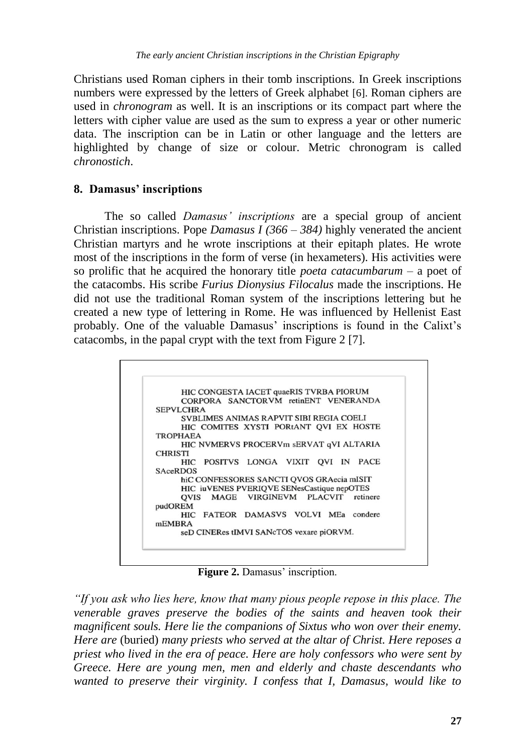Christians used Roman ciphers in their tomb inscriptions. In Greek inscriptions numbers were expressed by the letters of Greek alphabet [6]. Roman ciphers are used in *chronogram* as well. It is an inscriptions or its compact part where the letters with cipher value are used as the sum to express a year or other numeric data. The inscription can be in Latin or other language and the letters are highlighted by change of size or colour. Metric chronogram is called *chronostich*.

## 8. Damasus' inscriptions

The so called *Damasus' inscriptions* are a special group of ancient Christian inscriptions. Pope *Damasus I (366 – 384)* highly venerated the ancient Christian martyrs and he wrote inscriptions at their epitaph plates. He wrote most of the inscriptions in the form of verse (in hexameters). His activities were so prolific that he acquired the honorary title *poeta catacumbarum* – a poet of the catacombs. His scribe *Furius Dionysius Filocalus* made the inscriptions. He did not use the traditional Roman system of the inscriptions lettering but he created a new type of lettering in Rome. He was influenced by Hellenist East probably. One of the valuable Damasus' inscriptions is found in the Calixt's catacombs, in the papal crypt with the text from Figure 2 [7].

HIC CONGESTA IACET quaeRIS TVRBA PIORUM
CORPORA SANCTORVM retinENT VENERANDA SEPVLCHRA
SVBLIMES ANIMAS RAPVIT SIBI REGIA COELI
HIC COMITES XYSTI PORtANT QVI EX HOSTE TROPHAEA
HIC NVMERVS PROCERVm sERVAT qVI ALTARIA CHRISTI
HIC POSITVS LONGA VIXIT QVI IN PACE SAceRDOS
hiC CONFESSORES SANCTI QVOS GRAecia mISIT
HIC iuVENES PVERIQVE SENesCastique nepOTES
QVIS MAGE VIRGINEVM PLACVIT retinere pudOREM
HIC FATEOR DAMASVS VOLVI MEa condere mEMBRA
seD CINERes tIMVI SANcTOS vexare piORVM.

**Figure 2.** Damasus' inscription.

*"If you ask who lies here, know that many pious people repose in this place. The venerable graves preserve the bodies of the saints and heaven took their magnificent souls. Here lie the companions of Sixtus who won over their enemy. Here are* (buried) *many priests who served at the altar of Christ. Here reposes a priest who lived in the era of peace. Here are holy confessors who were sent by Greece. Here are young men, men and elderly and chaste descendants who wanted to preserve their virginity. I confess that I, Damasus, would like to*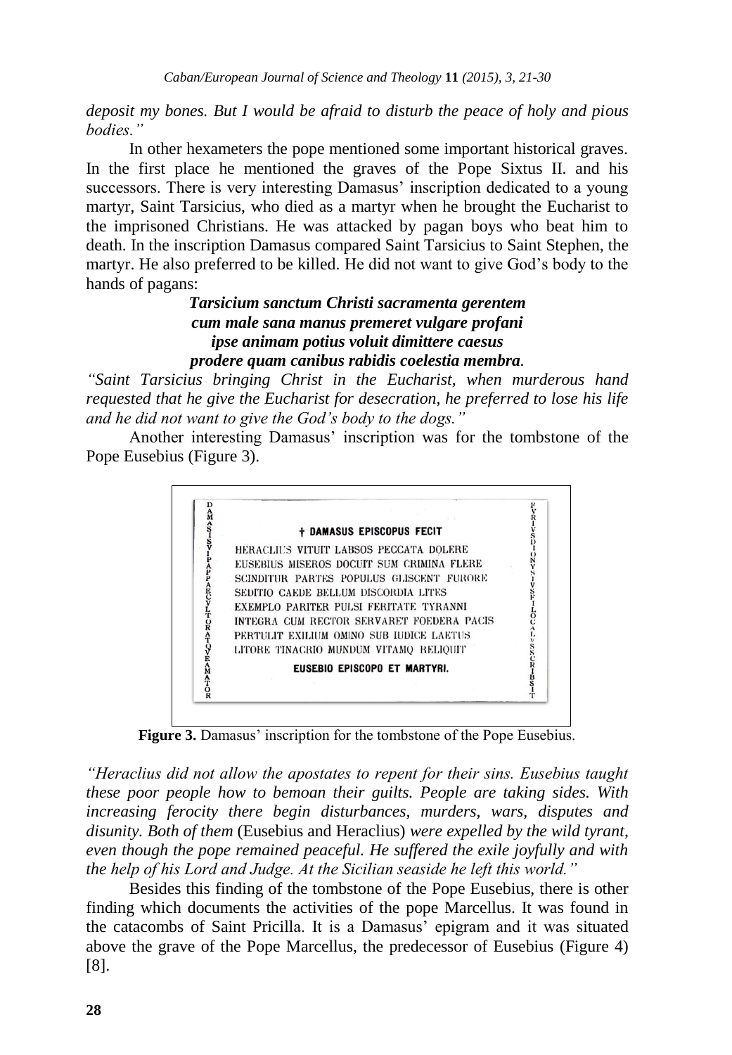*deposit my bones. But I would be afraid to disturb the peace of holy and pious bodies."*

In other hexameters the pope mentioned some important historical graves. In the first place he mentioned the graves of the Pope Sixtus II. and his successors. There is very interesting Damasus' inscription dedicated to a young martyr, Saint Tarsicius, who died as a martyr when he brought the Eucharist to the imprisoned Christians. He was attacked by pagan boys who beat him to death. In the inscription Damasus compared Saint Tarsicius to Saint Stephen, the martyr. He also preferred to be killed. He did not want to give God's body to the hands of pagans:

***Tarsicium sanctum Christi sacramenta gerentem***
***cum male sana manus premeret vulgare profani***
***ipse animam potius voluit dimittere caesus***
***prodere quam canibus rabidis coelestia membra.***

*"Saint Tarsicius bringing Christ in the Eucharist, when murderous hand requested that he give the Eucharist for desecration, he preferred to lose his life and he did not want to give the God's body to the dogs."*

Another interesting Damasus' inscription was for the tombstone of the Pope Eusebius (Figure 3).

DAMASIS PAPPAE CVLTOR ATQVE AMATOR

**† DAMASUS EPISCOPUS FECIT**

HERACLIUS VITUIT LABSOS PECCATA DOLERE
EUSEBIUS MISEROS DOCUIT SUM CRIMINA FLERE
SCINDITUR PARTES POPULUS GLISCENT FURORE
SEDITIO CAEDE BELLUM DISCORDIA LITES
EXEMPLO PARITER PULSI FERITATE TYRANNI
INTEGRA CUM RECTOR SERVARET FOEDERA PACIS
PERTULIT EXILIUM OMINO SUB IUDICE LAETUS
LITORE TINACRIO MUNDUM VITAMQ RELIQUIT

**EUSEBIO EPISCOPO ET MARTYRI.**

FVRIVS DIONYSIVS FILOCALVS SCRIBSIT

**Figure 3.** Damasus' inscription for the tombstone of the Pope Eusebius.

*"Heraclius did not allow the apostates to repent for their sins. Eusebius taught these poor people how to bemoan their guilts. People are taking sides. With increasing ferocity there begin disturbances, murders, wars, disputes and disunity. Both of them* (Eusebius and Heraclius) *were expelled by the wild tyrant, even though the pope remained peaceful. He suffered the exile joyfully and with the help of his Lord and Judge. At the Sicilian seaside he left this world."*

Besides this finding of the tombstone of the Pope Eusebius, there is other finding which documents the activities of the pope Marcellus. It was found in the catacombs of Saint Pricilla. It is a Damasus' epigram and it was situated above the grave of the Pope Marcellus, the predecessor of Eusebius (Figure 4) [8].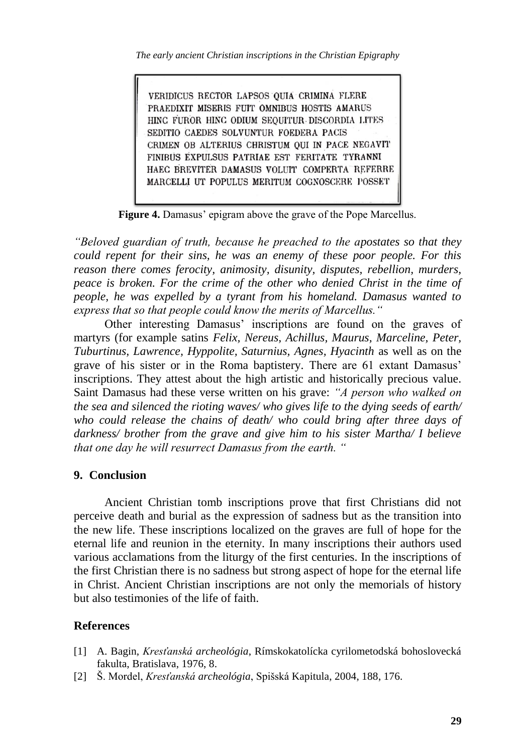VERIDICUS RECTOR LAPSOS QUIA CRIMINA FLERE
PRAEDIXIT MISERIS FUIT OMNIBUS HOSTIS AMARUS
HINC FUROR HINC ODIUM SEQUITUR DISCORDIA LITES
SEDITIO CAEDES SOLVUNTUR FOEDERA PACIS
CRIMEN OB ALTERIUS CHRISTUM QUI IN PACE NEGAVIT
FINIBUS EXPULSUS PATRIAE EST FERITATE TYRANNI
HAEC BREVITER DAMASUS VOLUIT COMPERTA REFERRE
MARCELLI UT POPULUS MERITUM COGNOSCERE POSSET

**Figure 4.** Damasus' epigram above the grave of the Pope Marcellus.

*"Beloved guardian of truth, because he preached to the apostates so that they could repent for their sins, he was an enemy of these poor people. For this reason there comes ferocity, animosity, disunity, disputes, rebellion, murders, peace is broken. For the crime of the other who denied Christ in the time of people, he was expelled by a tyrant from his homeland. Damasus wanted to express that so that people could know the merits of Marcellus."*

Other interesting Damasus' inscriptions are found on the graves of martyrs (for example satins *Felix, Nereus, Achillus, Maurus, Marceline, Peter, Tuburtinus, Lawrence, Hyppolite, Saturnius, Agnes, Hyacinth* as well as on the grave of his sister or in the Roma baptistery. There are 61 extant Damasus' inscriptions. They attest about the high artistic and historically precious value. Saint Damasus had these verse written on his grave: *"A person who walked on the sea and silenced the rioting waves/ who gives life to the dying seeds of earth/ who could release the chains of death/ who could bring after three days of darkness/ brother from the grave and give him to his sister Martha/ I believe that one day he will resurrect Damasus from the earth. "*

## 9. Conclusion

Ancient Christian tomb inscriptions prove that first Christians did not perceive death and burial as the expression of sadness but as the transition into the new life. These inscriptions localized on the graves are full of hope for the eternal life and reunion in the eternity. In many inscriptions their authors used various acclamations from the liturgy of the first centuries. In the inscriptions of the first Christian there is no sadness but strong aspect of hope for the eternal life in Christ. Ancient Christian inscriptions are not only the memorials of history but also testimonies of the life of faith.

## References

[1] A. Bagin, *Kresťanská archeológia*, Rímskokatolícka cyrilometodská bohoslovecká fakulta, Bratislava, 1976, 8.

[2] Š. Mordel, *Kresťanská archeológia*, Spišská Kapitula, 2004, 188, 176.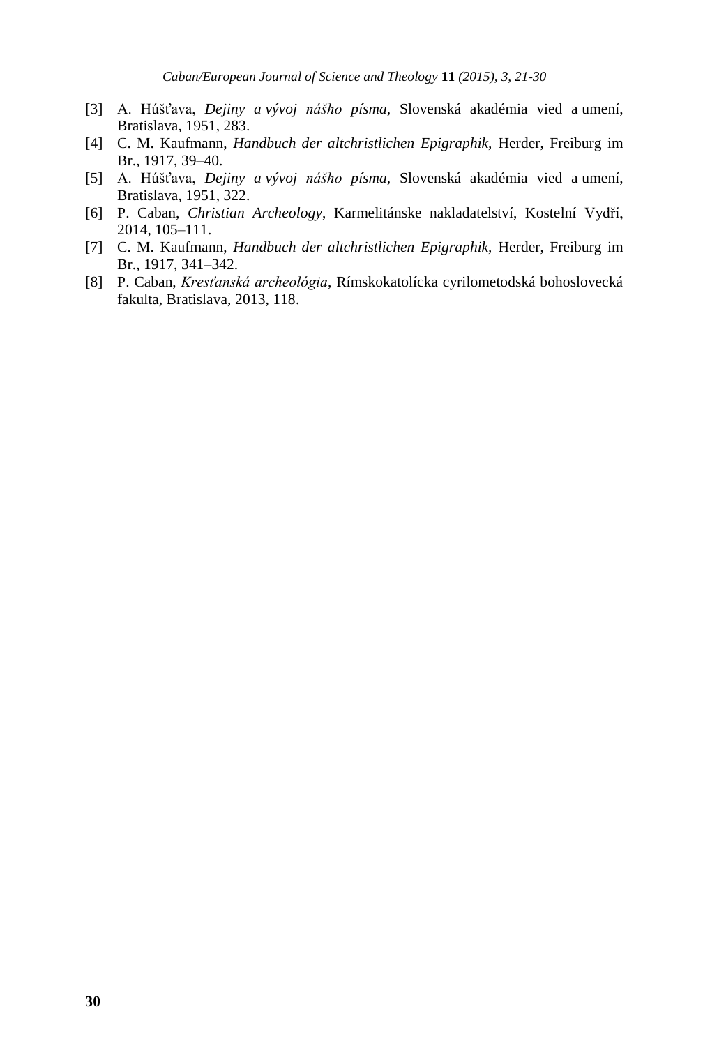[3] A. Húšťava, *Dejiny a vývoj nášho písma*, Slovenská akadémia vied a umení, Bratislava, 1951, 283.

[4] C. M. Kaufmann, *Handbuch der altchristlichen Epigraphik*, Herder, Freiburg im Br., 1917, 39–40.

[5] A. Húšťava, *Dejiny a vývoj nášho písma*, Slovenská akadémia vied a umení, Bratislava, 1951, 322.

[6] P. Caban, *Christian Archeology*, Karmelitánske nakladatelství, Kostelní Vydří, 2014, 105–111.

[7] C. M. Kaufmann, *Handbuch der altchristlichen Epigraphik*, Herder, Freiburg im Br., 1917, 341–342.

[8] P. Caban, *Kresťanská archeológia*, Rímskokatolícka cyrilometodská bohoslovecká fakulta, Bratislava, 2013, 118.